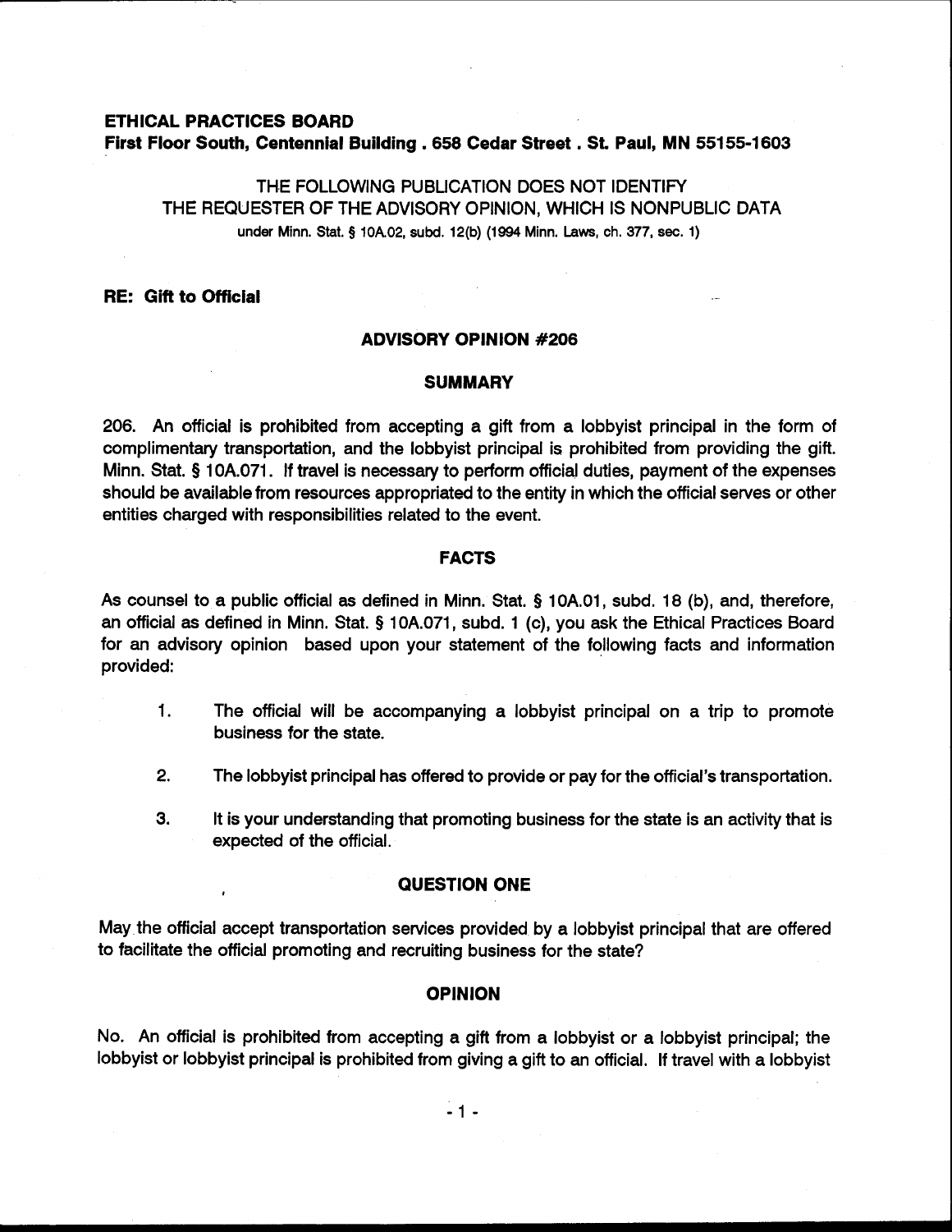**ETHICAL PRACTICES BOARD**
**First Floor South, Centennial Building . 658 Cedar Street . St. Paul, MN 55155-1603**

THE FOLLOWING PUBLICATION DOES NOT IDENTIFY
THE REQUESTER OF THE ADVISORY OPINION, WHICH IS NONPUBLIC DATA
under Minn. Stat. § 10A.02, subd. 12(b) (1994 Minn. Laws, ch. 377, sec. 1)

**RE: Gift to Official**

## ADVISORY OPINION #206

### SUMMARY

206. An official is prohibited from accepting a gift from a lobbyist principal in the form of complimentary transportation, and the lobbyist principal is prohibited from providing the gift. Minn. Stat. § 10A.071. If travel is necessary to perform official duties, payment of the expenses should be available from resources appropriated to the entity in which the official serves or other entities charged with responsibilities related to the event.

### FACTS

As counsel to a public official as defined in Minn. Stat. § 10A.01, subd. 18 (b), and, therefore, an official as defined in Minn. Stat. § 10A.071, subd. 1 (c), you ask the Ethical Practices Board for an advisory opinion based upon your statement of the following facts and information provided:

1. The official will be accompanying a lobbyist principal on a trip to promote business for the state.

2. The lobbyist principal has offered to provide or pay for the official's transportation.

3. It is your understanding that promoting business for the state is an activity that is expected of the official.

### QUESTION ONE

May the official accept transportation services provided by a lobbyist principal that are offered to facilitate the official promoting and recruiting business for the state?

### OPINION

No. An official is prohibited from accepting a gift from a lobbyist or a lobbyist principal; the lobbyist or lobbyist principal is prohibited from giving a gift to an official. If travel with a lobbyist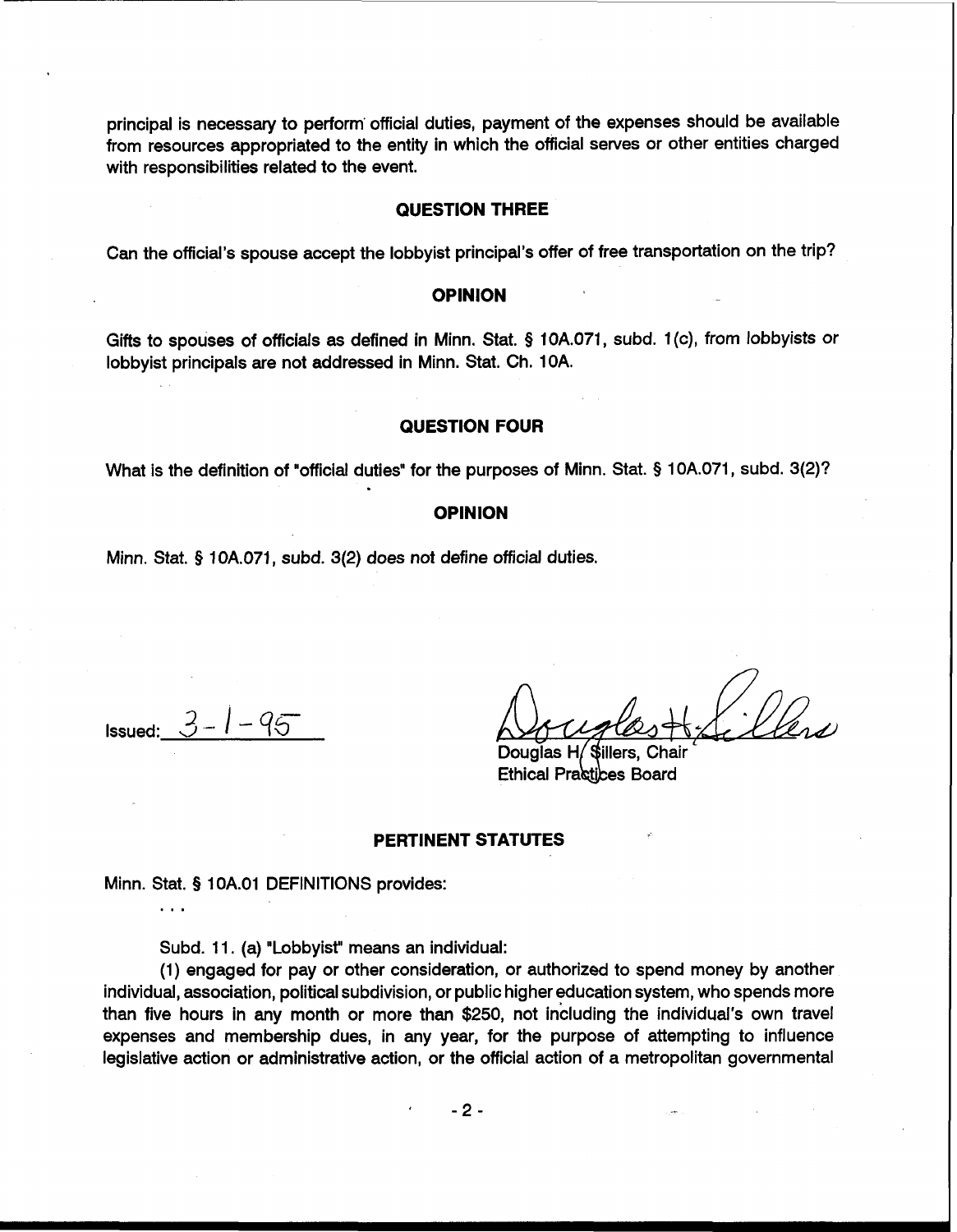principal is necessary to perform official duties, payment of the expenses should be available from resources appropriated to the entity in which the official serves or other entities charged with responsibilities related to the event.

## QUESTION THREE

Can the official's spouse accept the lobbyist principal's offer of free transportation on the trip?

## OPINION

Gifts to spouses of officials as defined in Minn. Stat. § 10A.071, subd. 1(c), from lobbyists or lobbyist principals are not addressed in Minn. Stat. Ch. 10A.

## QUESTION FOUR

What is the definition of "official duties" for the purposes of Minn. Stat. § 10A.071, subd. 3(2)?

## OPINION

Minn. Stat. § 10A.071, subd. 3(2) does not define official duties.

Issued: 3-1-95

Douglas H. Sillers, Chair
Ethical Practices Board

## PERTINENT STATUTES

Minn. Stat. § 10A.01 DEFINITIONS provides:

. . .

Subd. 11. (a) "Lobbyist" means an individual:

(1) engaged for pay or other consideration, or authorized to spend money by another individual, association, political subdivision, or public higher education system, who spends more than five hours in any month or more than $250, not including the individual's own travel expenses and membership dues, in any year, for the purpose of attempting to influence legislative action or administrative action, or the official action of a metropolitan governmental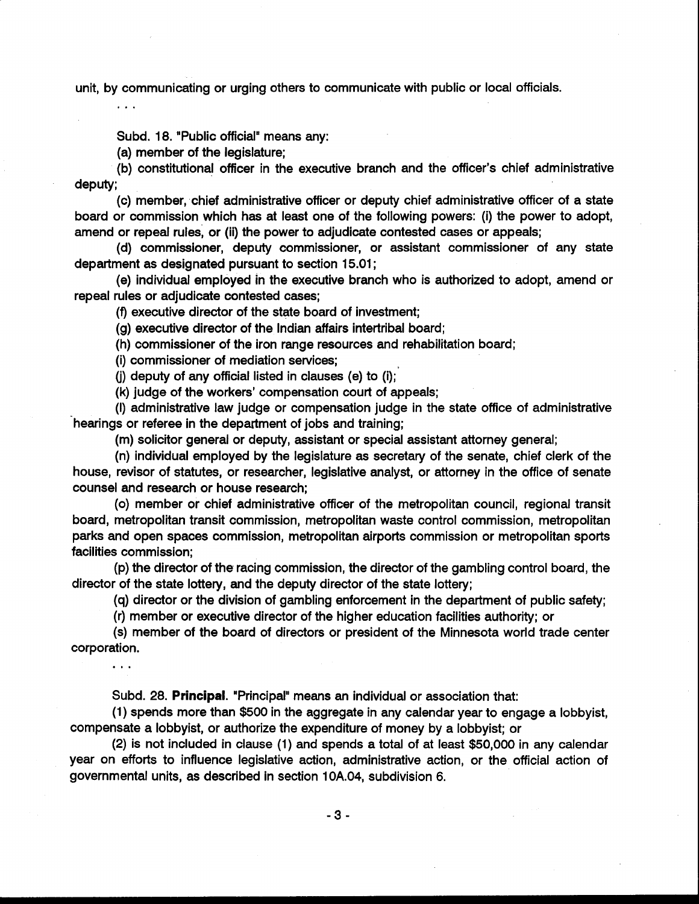unit, by communicating or urging others to communicate with public or local officials.

. . .

Subd. 18. "Public official" means any:

(a) member of the legislature;

(b) constitutional officer in the executive branch and the officer's chief administrative deputy;

(c) member, chief administrative officer or deputy chief administrative officer of a state board or commission which has at least one of the following powers: (i) the power to adopt, amend or repeal rules, or (ii) the power to adjudicate contested cases or appeals;

(d) commissioner, deputy commissioner, or assistant commissioner of any state department as designated pursuant to section 15.01;

(e) individual employed in the executive branch who is authorized to adopt, amend or repeal rules or adjudicate contested cases;

(f) executive director of the state board of investment;

(g) executive director of the Indian affairs intertribal board;

(h) commissioner of the iron range resources and rehabilitation board;

(i) commissioner of mediation services;

(j) deputy of any official listed in clauses (e) to (i);

(k) judge of the workers' compensation court of appeals;

(l) administrative law judge or compensation judge in the state office of administrative hearings or referee in the department of jobs and training;

(m) solicitor general or deputy, assistant or special assistant attorney general;

(n) individual employed by the legislature as secretary of the senate, chief clerk of the house, revisor of statutes, or researcher, legislative analyst, or attorney in the office of senate counsel and research or house research;

(o) member or chief administrative officer of the metropolitan council, regional transit board, metropolitan transit commission, metropolitan waste control commission, metropolitan parks and open spaces commission, metropolitan airports commission or metropolitan sports facilities commission;

(p) the director of the racing commission, the director of the gambling control board, the director of the state lottery, and the deputy director of the state lottery;

(q) director or the division of gambling enforcement in the department of public safety;

(r) member or executive director of the higher education facilities authority; or

(s) member of the board of directors or president of the Minnesota world trade center corporation.

. . .

Subd. 28. **Principal**. "Principal" means an individual or association that:

(1) spends more than $500 in the aggregate in any calendar year to engage a lobbyist, compensate a lobbyist, or authorize the expenditure of money by a lobbyist; or

(2) is not included in clause (1) and spends a total of at least $50,000 in any calendar year on efforts to influence legislative action, administrative action, or the official action of governmental units, as described in section 10A.04, subdivision 6.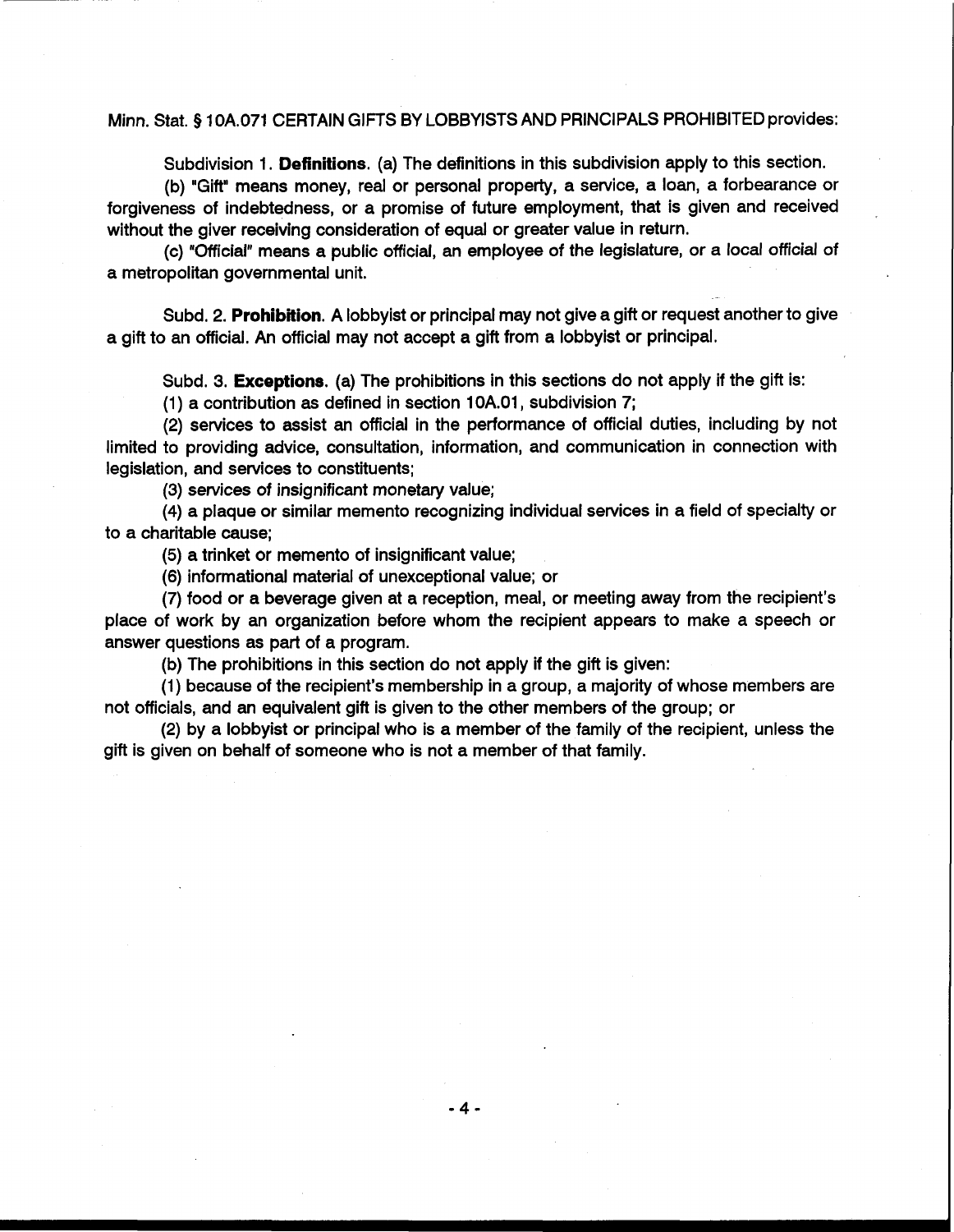Minn. Stat. § 10A.071 CERTAIN GIFTS BY LOBBYISTS AND PRINCIPALS PROHIBITED provides:

Subdivision 1. **Definitions**. (a) The definitions in this subdivision apply to this section.

(b) "Gift" means money, real or personal property, a service, a loan, a forbearance or forgiveness of indebtedness, or a promise of future employment, that is given and received without the giver receiving consideration of equal or greater value in return.

(c) "Official" means a public official, an employee of the legislature, or a local official of a metropolitan governmental unit.

Subd. 2. **Prohibition**. A lobbyist or principal may not give a gift or request another to give a gift to an official. An official may not accept a gift from a lobbyist or principal.

Subd. 3. **Exceptions**. (a) The prohibitions in this sections do not apply if the gift is:

(1) a contribution as defined in section 10A.01, subdivision 7;

(2) services to assist an official in the performance of official duties, including by not limited to providing advice, consultation, information, and communication in connection with legislation, and services to constituents;

(3) services of insignificant monetary value;

(4) a plaque or similar memento recognizing individual services in a field of specialty or to a charitable cause;

(5) a trinket or memento of insignificant value;

(6) informational material of unexceptional value; or

(7) food or a beverage given at a reception, meal, or meeting away from the recipient's place of work by an organization before whom the recipient appears to make a speech or answer questions as part of a program.

(b) The prohibitions in this section do not apply if the gift is given:

(1) because of the recipient's membership in a group, a majority of whose members are not officials, and an equivalent gift is given to the other members of the group; or

(2) by a lobbyist or principal who is a member of the family of the recipient, unless the gift is given on behalf of someone who is not a member of that family.